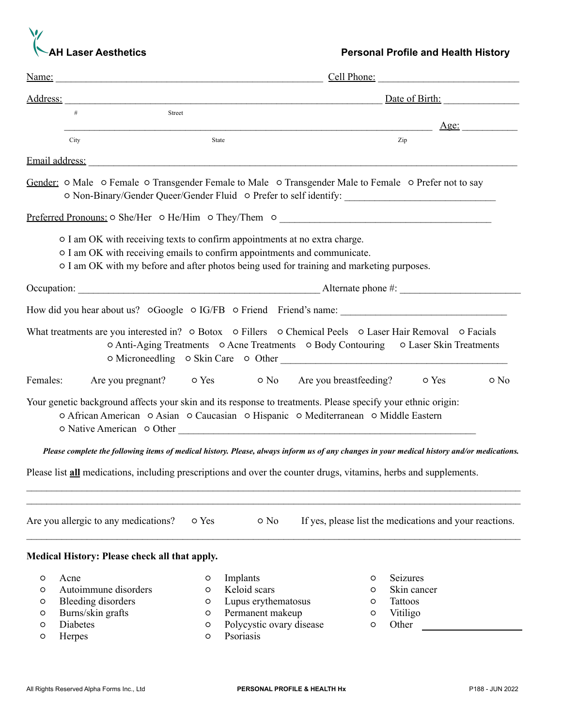**AH Laser Aesthetics**

## Personal Profile and Health History

Name: ______________________________________________ Cell Phone: ________________________

Address: ______________________________________________________ Date of Birth: ______________

# Street

________________________________________________________________ Age: __________

City State Zip

Email address: __________________________________________________________________________

Gender: ○ Male ○ Female ○ Transgender Female to Male ○ Transgender Male to Female ○ Prefer not to say
○ Non-Binary/Gender Queer/Gender Fluid ○ Prefer to self identify: ___________________________

Preferred Pronouns: ○ She/Her ○ He/Him ○ They/Them ○ ____________________________________

○ I am OK with receiving texts to confirm appointments at no extra charge.
○ I am OK with receiving emails to confirm appointments and communicate.
○ I am OK with my before and after photos being used for training and marketing purposes.

Occupation: __________________________________________ Alternate phone #: ____________________

How did you hear about us? ○Google ○ IG/FB ○ Friend Friend's name: ____________________________

What treatments are you interested in? ○ Botox ○ Fillers ○ Chemical Peels ○ Laser Hair Removal ○ Facials
○ Anti-Aging Treatments ○ Acne Treatments ○ Body Contouring ○ Laser Skin Treatments
○ Microneedling ○ Skin Care ○ Other ________________________________________

Females: Are you pregnant? ○ Yes ○ No Are you breastfeeding? ○ Yes ○ No

Your genetic background affects your skin and its response to treatments. Please specify your ethnic origin:
○ African American ○ Asian ○ Caucasian ○ Hispanic ○ Mediterranean ○ Middle Eastern
○ Native American ○ Other ________________________________________________________

***Please complete the following items of medical history. Please, always inform us of any changes in your medical history and/or medications.***

Please list **all** medications, including prescriptions and over the counter drugs, vitamins, herbs and supplements.

__________________________________________________________________________________________

__________________________________________________________________________________________

Are you allergic to any medications? ○ Yes ○ No If yes, please list the medications and your reactions.

__________________________________________________________________________________________

**Medical History: Please check all that apply.**

○ Acne
○ Autoimmune disorders
○ Bleeding disorders
○ Burns/skin grafts
○ Diabetes
○ Herpes
○ Implants
○ Keloid scars
○ Lupus erythematosus
○ Permanent makeup
○ Polycystic ovary disease
○ Psoriasis
○ Seizures
○ Skin cancer
○ Tattoos
○ Vitiligo
○ Other ________________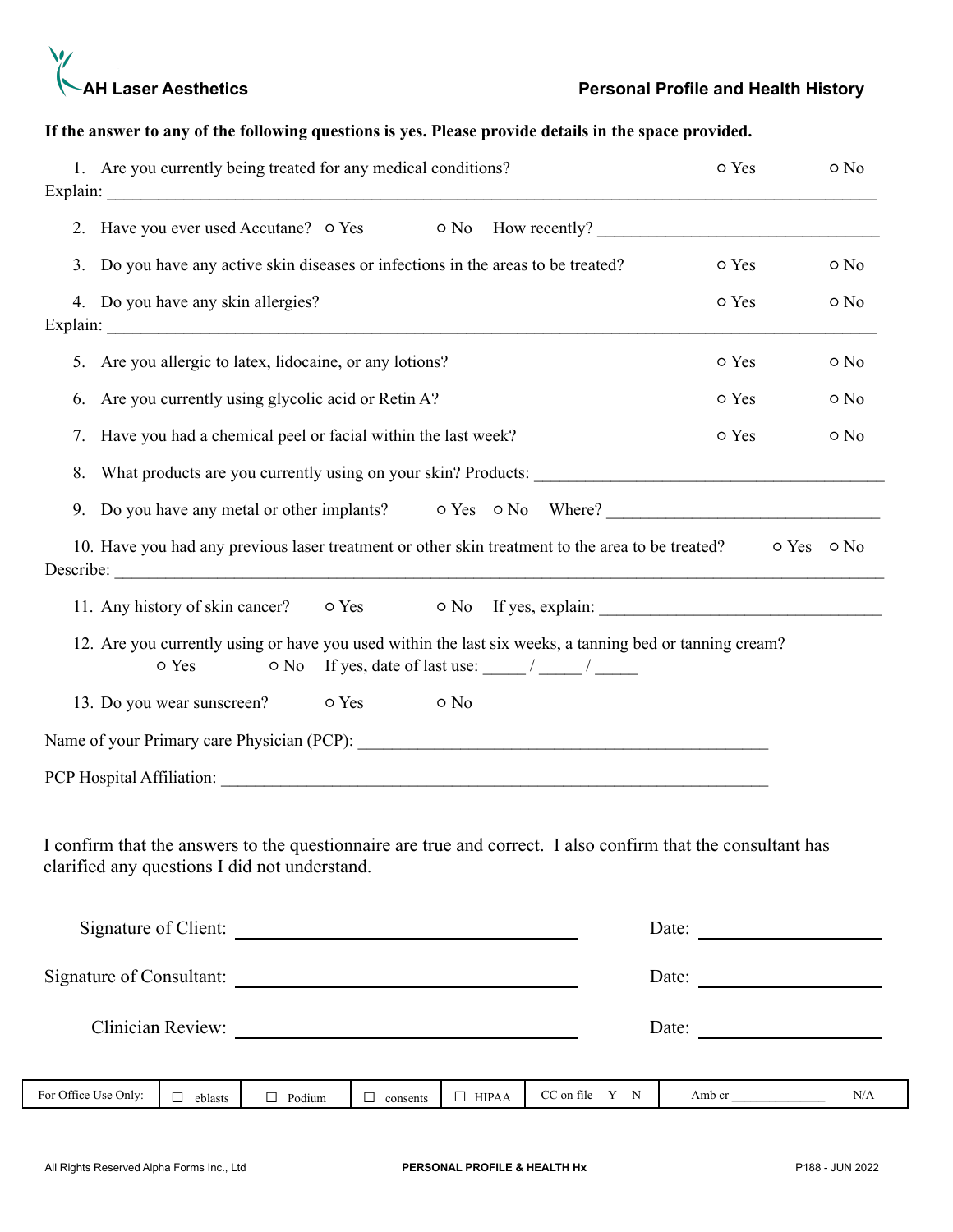**AH Laser Aesthetics**

**Personal Profile and Health History**

**If the answer to any of the following questions is yes. Please provide details in the space provided.**

1. Are you currently being treated for any medical conditions? ○ Yes ○ No
   Explain: ____________________________________________

2. Have you ever used Accutane? ○ Yes ○ No How recently? ____________________

3. Do you have any active skin diseases or infections in the areas to be treated? ○ Yes ○ No

4. Do you have any skin allergies? ○ Yes ○ No
   Explain: ____________________________________________

5. Are you allergic to latex, lidocaine, or any lotions? ○ Yes ○ No

6. Are you currently using glycolic acid or Retin A? ○ Yes ○ No

7. Have you had a chemical peel or facial within the last week? ○ Yes ○ No

8. What products are you currently using on your skin? Products: ____________________

9. Do you have any metal or other implants? ○ Yes ○ No Where? ____________________

10. Have you had any previous laser treatment or other skin treatment to the area to be treated? ○ Yes ○ No
    Describe: ____________________________________________

11. Any history of skin cancer? ○ Yes ○ No If yes, explain: ____________________

12. Are you currently using or have you used within the last six weeks, a tanning bed or tanning cream?
    ○ Yes ○ No If yes, date of last use: _____ / _____ / _____

13. Do you wear sunscreen? ○ Yes ○ No

Name of your Primary care Physician (PCP): ____________________________________________

PCP Hospital Affiliation: ____________________________________________

I confirm that the answers to the questionnaire are true and correct. I also confirm that the consultant has clarified any questions I did not understand.

Signature of Client: ______________________ Date: ______________

Signature of Consultant: ______________________ Date: ______________

Clinician Review: ______________________ Date: ______________

| | | | | | | | |
|---|---|---|---|---|---|---|---|
| For Office Use Only: | ☐ eblasts | ☐ Podium | ☐ consents | ☐ HIPAA | CC on file Y N | Amb cr ______________ | N/A |

All Rights Reserved Alpha Forms Inc., Ltd

**PERSONAL PROFILE & HEALTH Hx**

P188 - JUN 2022